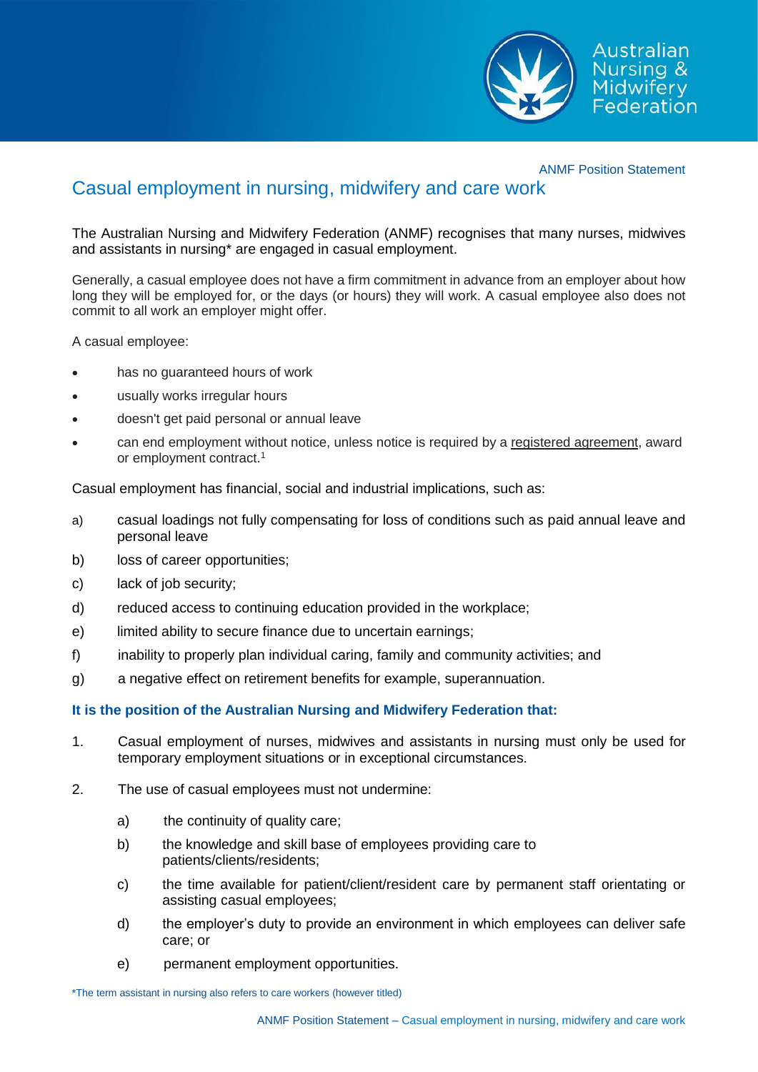ANMF Position Statement

# Casual employment in nursing, midwifery and care work

The Australian Nursing and Midwifery Federation (ANMF) recognises that many nurses, midwives and assistants in nursing* are engaged in casual employment.

Generally, a casual employee does not have a firm commitment in advance from an employer about how long they will be employed for, or the days (or hours) they will work. A casual employee also does not commit to all work an employer might offer.

A casual employee:

- has no guaranteed hours of work
- usually works irregular hours
- doesn't get paid personal or annual leave
- can end employment without notice, unless notice is required by a registered agreement, award or employment contract.[1]

Casual employment has financial, social and industrial implications, such as:

a) casual loadings not fully compensating for loss of conditions such as paid annual leave and personal leave

b) loss of career opportunities;

c) lack of job security;

d) reduced access to continuing education provided in the workplace;

e) limited ability to secure finance due to uncertain earnings;

f) inability to properly plan individual caring, family and community activities; and

g) a negative effect on retirement benefits for example, superannuation.

**It is the position of the Australian Nursing and Midwifery Federation that:**

1. Casual employment of nurses, midwives and assistants in nursing must only be used for temporary employment situations or in exceptional circumstances.

2. The use of casual employees must not undermine:

   a) the continuity of quality care;

   b) the knowledge and skill base of employees providing care to patients/clients/residents;

   c) the time available for patient/client/resident care by permanent staff orientating or assisting casual employees;

   d) the employer's duty to provide an environment in which employees can deliver safe care; or

   e) permanent employment opportunities.

*The term assistant in nursing also refers to care workers (however titled)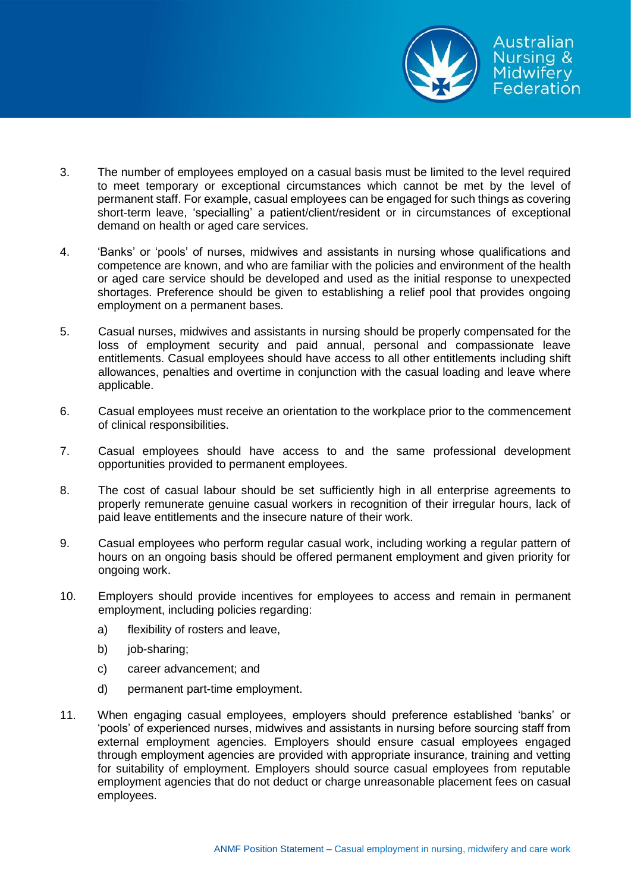3. The number of employees employed on a casual basis must be limited to the level required to meet temporary or exceptional circumstances which cannot be met by the level of permanent staff. For example, casual employees can be engaged for such things as covering short-term leave, 'specialling' a patient/client/resident or in circumstances of exceptional demand on health or aged care services.

4. 'Banks' or 'pools' of nurses, midwives and assistants in nursing whose qualifications and competence are known, and who are familiar with the policies and environment of the health or aged care service should be developed and used as the initial response to unexpected shortages. Preference should be given to establishing a relief pool that provides ongoing employment on a permanent bases.

5. Casual nurses, midwives and assistants in nursing should be properly compensated for the loss of employment security and paid annual, personal and compassionate leave entitlements. Casual employees should have access to all other entitlements including shift allowances, penalties and overtime in conjunction with the casual loading and leave where applicable.

6. Casual employees must receive an orientation to the workplace prior to the commencement of clinical responsibilities.

7. Casual employees should have access to and the same professional development opportunities provided to permanent employees.

8. The cost of casual labour should be set sufficiently high in all enterprise agreements to properly remunerate genuine casual workers in recognition of their irregular hours, lack of paid leave entitlements and the insecure nature of their work.

9. Casual employees who perform regular casual work, including working a regular pattern of hours on an ongoing basis should be offered permanent employment and given priority for ongoing work.

10. Employers should provide incentives for employees to access and remain in permanent employment, including policies regarding:

    a) flexibility of rosters and leave,

    b) job-sharing;

    c) career advancement; and

    d) permanent part-time employment.

11. When engaging casual employees, employers should preference established 'banks' or 'pools' of experienced nurses, midwives and assistants in nursing before sourcing staff from external employment agencies. Employers should ensure casual employees engaged through employment agencies are provided with appropriate insurance, training and vetting for suitability of employment. Employers should source casual employees from reputable employment agencies that do not deduct or charge unreasonable placement fees on casual employees.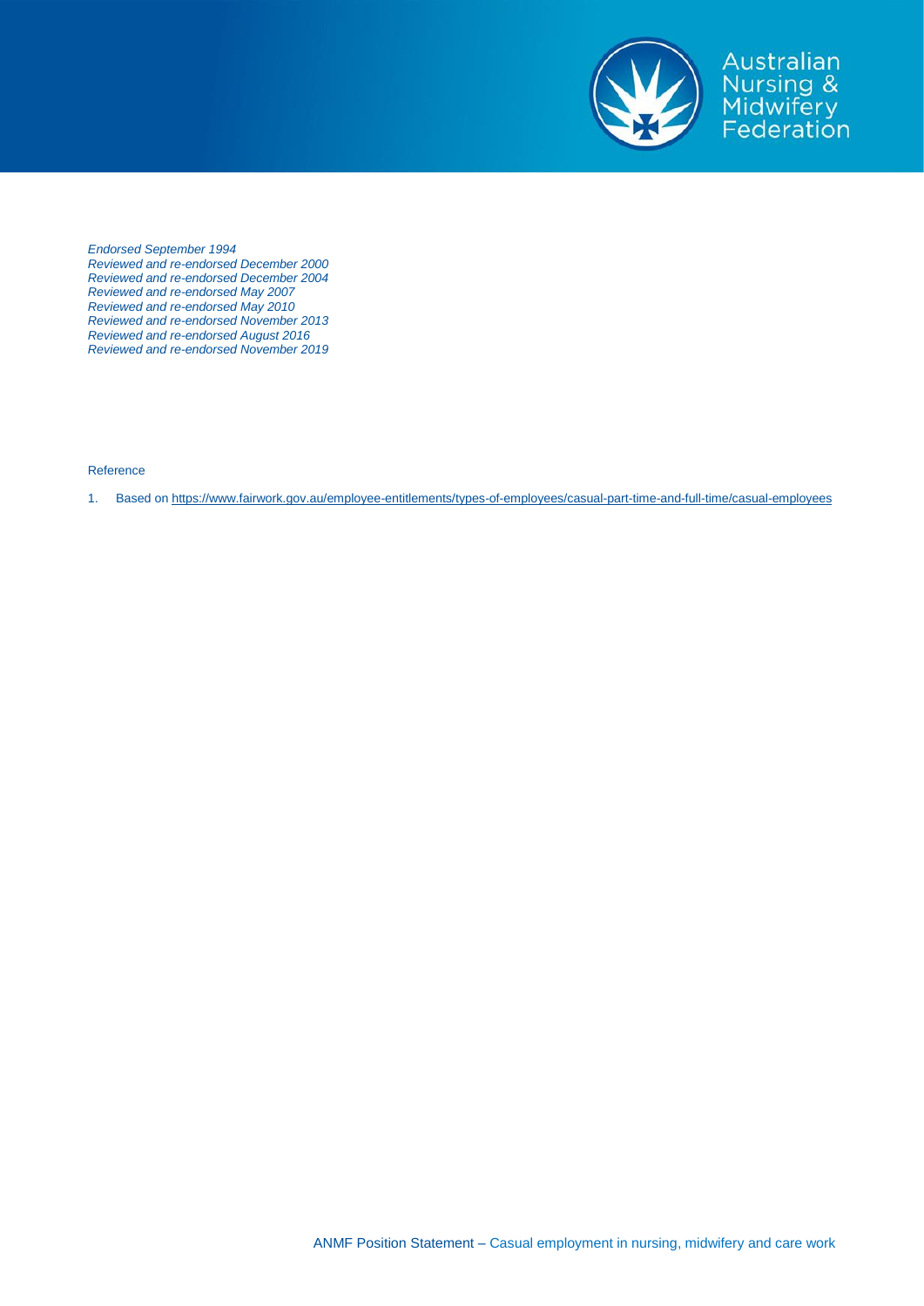*Endorsed September 1994*
*Reviewed and re-endorsed December 2000*
*Reviewed and re-endorsed December 2004*
*Reviewed and re-endorsed May 2007*
*Reviewed and re-endorsed May 2010*
*Reviewed and re-endorsed November 2013*
*Reviewed and re-endorsed August 2016*
*Reviewed and re-endorsed November 2019*

Reference

1. Based on https://www.fairwork.gov.au/employee-entitlements/types-of-employees/casual-part-time-and-full-time/casual-employees